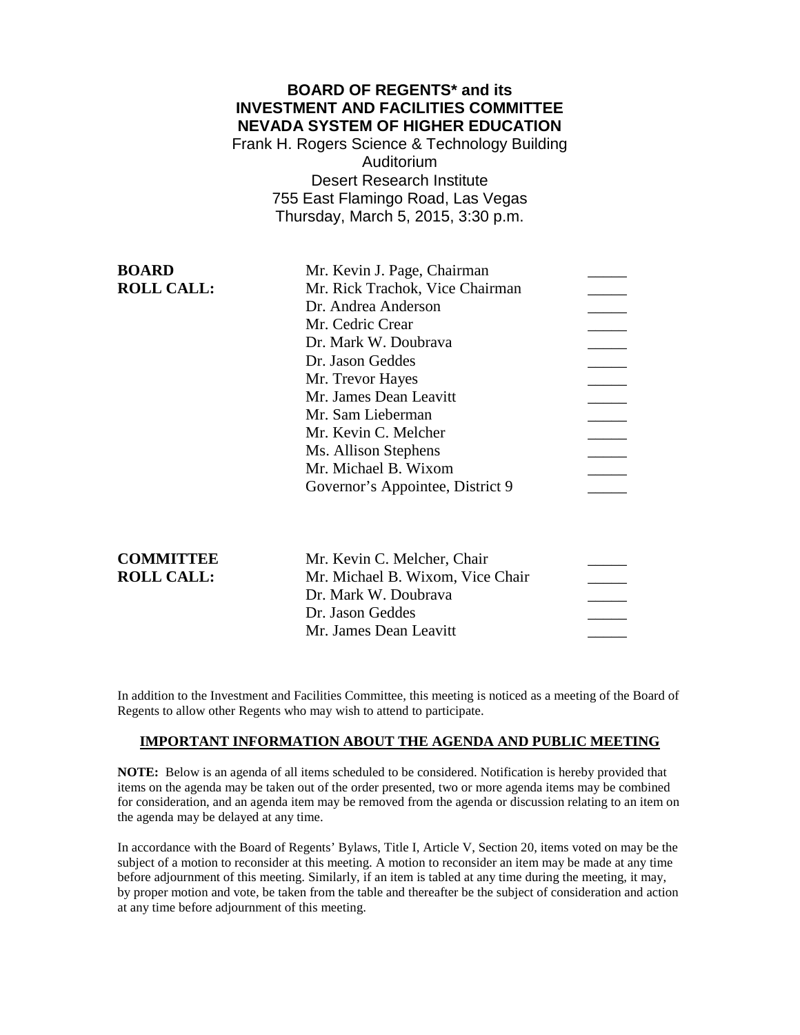**BOARD OF REGENTS* and its**
**INVESTMENT AND FACILITIES COMMITTEE**
**NEVADA SYSTEM OF HIGHER EDUCATION**

Frank H. Rogers Science & Technology Building
Auditorium
Desert Research Institute
755 East Flamingo Road, Las Vegas
Thursday, March 5, 2015, 3:30 p.m.

| | | |
|---|---|---|
| **BOARD ROLL CALL:** | Mr. Kevin J. Page, Chairman | _____ |
| | Mr. Rick Trachok, Vice Chairman | _____ |
| | Dr. Andrea Anderson | _____ |
| | Mr. Cedric Crear | _____ |
| | Dr. Mark W. Doubrava | _____ |
| | Dr. Jason Geddes | _____ |
| | Mr. Trevor Hayes | _____ |
| | Mr. James Dean Leavitt | _____ |
| | Mr. Sam Lieberman | _____ |
| | Mr. Kevin C. Melcher | _____ |
| | Ms. Allison Stephens | _____ |
| | Mr. Michael B. Wixom | _____ |
| | Governor's Appointee, District 9 | _____ |

| | | |
|---|---|---|
| **COMMITTEE ROLL CALL:** | Mr. Kevin C. Melcher, Chair | _____ |
| | Mr. Michael B. Wixom, Vice Chair | _____ |
| | Dr. Mark W. Doubrava | _____ |
| | Dr. Jason Geddes | _____ |
| | Mr. James Dean Leavitt | _____ |

In addition to the Investment and Facilities Committee, this meeting is noticed as a meeting of the Board of Regents to allow other Regents who may wish to attend to participate.

**IMPORTANT INFORMATION ABOUT THE AGENDA AND PUBLIC MEETING**

**NOTE:** Below is an agenda of all items scheduled to be considered. Notification is hereby provided that items on the agenda may be taken out of the order presented, two or more agenda items may be combined for consideration, and an agenda item may be removed from the agenda or discussion relating to an item on the agenda may be delayed at any time.

In accordance with the Board of Regents' Bylaws, Title I, Article V, Section 20, items voted on may be the subject of a motion to reconsider at this meeting. A motion to reconsider an item may be made at any time before adjournment of this meeting. Similarly, if an item is tabled at any time during the meeting, it may, by proper motion and vote, be taken from the table and thereafter be the subject of consideration and action at any time before adjournment of this meeting.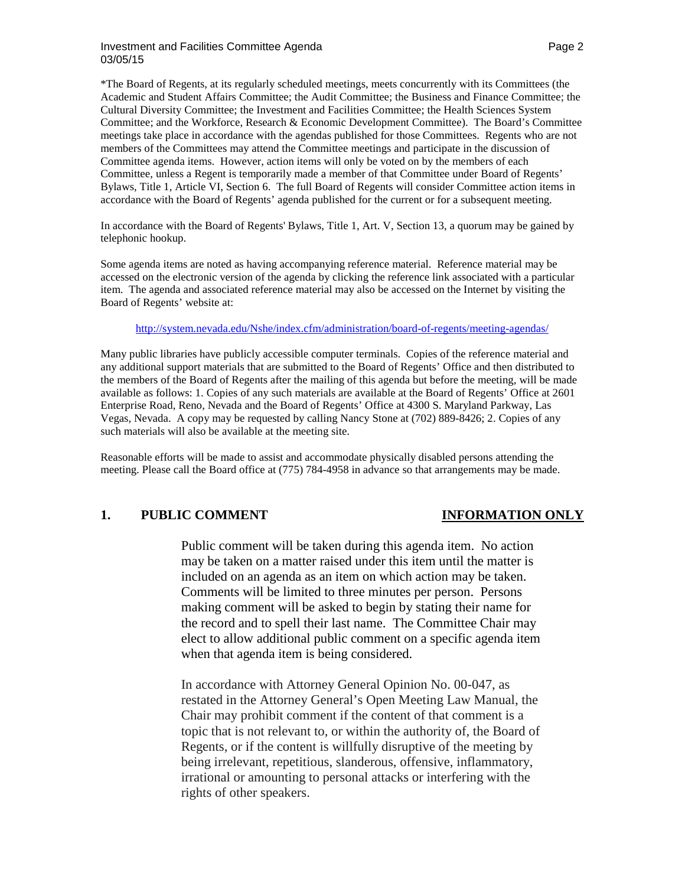*The Board of Regents, at its regularly scheduled meetings, meets concurrently with its Committees (the Academic and Student Affairs Committee; the Audit Committee; the Business and Finance Committee; the Cultural Diversity Committee; the Investment and Facilities Committee; the Health Sciences System Committee; and the Workforce, Research & Economic Development Committee). The Board's Committee meetings take place in accordance with the agendas published for those Committees. Regents who are not members of the Committees may attend the Committee meetings and participate in the discussion of Committee agenda items. However, action items will only be voted on by the members of each Committee, unless a Regent is temporarily made a member of that Committee under Board of Regents' Bylaws, Title 1, Article VI, Section 6. The full Board of Regents will consider Committee action items in accordance with the Board of Regents' agenda published for the current or for a subsequent meeting.

In accordance with the Board of Regents' Bylaws, Title 1, Art. V, Section 13, a quorum may be gained by telephonic hookup.

Some agenda items are noted as having accompanying reference material. Reference material may be accessed on the electronic version of the agenda by clicking the reference link associated with a particular item. The agenda and associated reference material may also be accessed on the Internet by visiting the Board of Regents' website at:

http://system.nevada.edu/Nshe/index.cfm/administration/board-of-regents/meeting-agendas/

Many public libraries have publicly accessible computer terminals. Copies of the reference material and any additional support materials that are submitted to the Board of Regents' Office and then distributed to the members of the Board of Regents after the mailing of this agenda but before the meeting, will be made available as follows: 1. Copies of any such materials are available at the Board of Regents' Office at 2601 Enterprise Road, Reno, Nevada and the Board of Regents' Office at 4300 S. Maryland Parkway, Las Vegas, Nevada. A copy may be requested by calling Nancy Stone at (702) 889-8426; 2. Copies of any such materials will also be available at the meeting site.

Reasonable efforts will be made to assist and accommodate physically disabled persons attending the meeting. Please call the Board office at (775) 784-4958 in advance so that arrangements may be made.

## 1. PUBLIC COMMENT — INFORMATION ONLY

Public comment will be taken during this agenda item. No action may be taken on a matter raised under this item until the matter is included on an agenda as an item on which action may be taken. Comments will be limited to three minutes per person. Persons making comment will be asked to begin by stating their name for the record and to spell their last name. The Committee Chair may elect to allow additional public comment on a specific agenda item when that agenda item is being considered.

In accordance with Attorney General Opinion No. 00-047, as restated in the Attorney General's Open Meeting Law Manual, the Chair may prohibit comment if the content of that comment is a topic that is not relevant to, or within the authority of, the Board of Regents, or if the content is willfully disruptive of the meeting by being irrelevant, repetitious, slanderous, offensive, inflammatory, irrational or amounting to personal attacks or interfering with the rights of other speakers.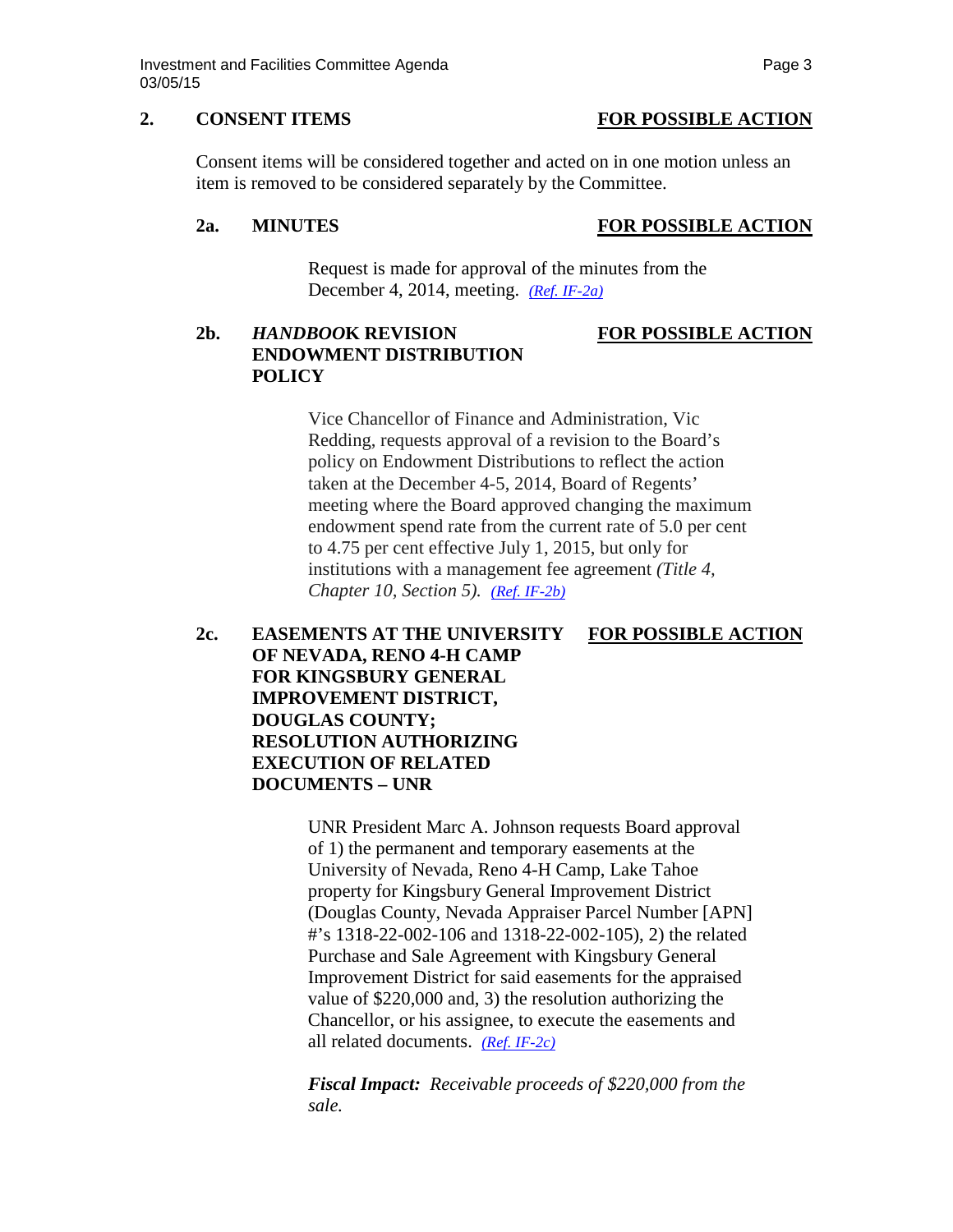## 2. CONSENT ITEMS — FOR POSSIBLE ACTION

Consent items will be considered together and acted on in one motion unless an item is removed to be considered separately by the Committee.

### 2a. MINUTES — FOR POSSIBLE ACTION

Request is made for approval of the minutes from the December 4, 2014, meeting. *(Ref. IF-2a)*

### 2b. *HANDBOOK* REVISION ENDOWMENT DISTRIBUTION POLICY — FOR POSSIBLE ACTION

Vice Chancellor of Finance and Administration, Vic Redding, requests approval of a revision to the Board's policy on Endowment Distributions to reflect the action taken at the December 4-5, 2014, Board of Regents' meeting where the Board approved changing the maximum endowment spend rate from the current rate of 5.0 per cent to 4.75 per cent effective July 1, 2015, but only for institutions with a management fee agreement *(Title 4, Chapter 10, Section 5). (Ref. IF-2b)*

### 2c. EASEMENTS AT THE UNIVERSITY OF NEVADA, RENO 4-H CAMP FOR KINGSBURY GENERAL IMPROVEMENT DISTRICT, DOUGLAS COUNTY; RESOLUTION AUTHORIZING EXECUTION OF RELATED DOCUMENTS – UNR — FOR POSSIBLE ACTION

UNR President Marc A. Johnson requests Board approval of 1) the permanent and temporary easements at the University of Nevada, Reno 4-H Camp, Lake Tahoe property for Kingsbury General Improvement District (Douglas County, Nevada Appraiser Parcel Number [APN] #'s 1318-22-002-106 and 1318-22-002-105), 2) the related Purchase and Sale Agreement with Kingsbury General Improvement District for said easements for the appraised value of $220,000 and, 3) the resolution authorizing the Chancellor, or his assignee, to execute the easements and all related documents. *(Ref. IF-2c)*

***Fiscal Impact:*** *Receivable proceeds of $220,000 from the sale.*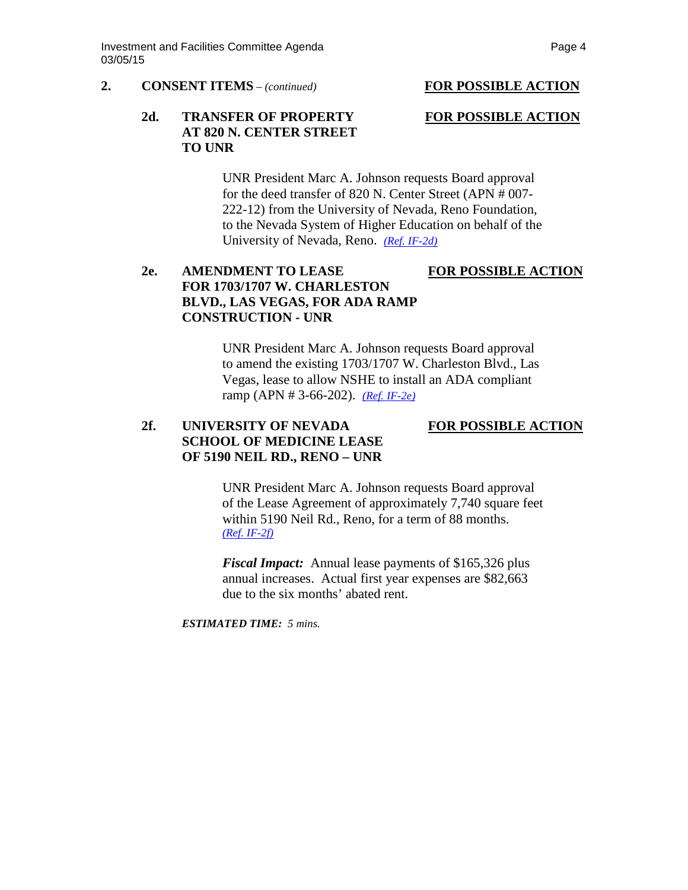**2. CONSENT ITEMS** – *(continued)* **FOR POSSIBLE ACTION**

**2d. TRANSFER OF PROPERTY AT 820 N. CENTER STREET TO UNR** **FOR POSSIBLE ACTION**

UNR President Marc A. Johnson requests Board approval for the deed transfer of 820 N. Center Street (APN # 007-222-12) from the University of Nevada, Reno Foundation, to the Nevada System of Higher Education on behalf of the University of Nevada, Reno. *(Ref. IF-2d)*

**2e. AMENDMENT TO LEASE FOR 1703/1707 W. CHARLESTON BLVD., LAS VEGAS, FOR ADA RAMP CONSTRUCTION - UNR** **FOR POSSIBLE ACTION**

UNR President Marc A. Johnson requests Board approval to amend the existing 1703/1707 W. Charleston Blvd., Las Vegas, lease to allow NSHE to install an ADA compliant ramp (APN # 3-66-202). *(Ref. IF-2e)*

**2f. UNIVERSITY OF NEVADA SCHOOL OF MEDICINE LEASE OF 5190 NEIL RD., RENO – UNR** **FOR POSSIBLE ACTION**

UNR President Marc A. Johnson requests Board approval of the Lease Agreement of approximately 7,740 square feet within 5190 Neil Rd., Reno, for a term of 88 months. *(Ref. IF-2f)*

***Fiscal Impact:*** Annual lease payments of $165,326 plus annual increases. Actual first year expenses are $82,663 due to the six months' abated rent.

***ESTIMATED TIME:*** *5 mins.*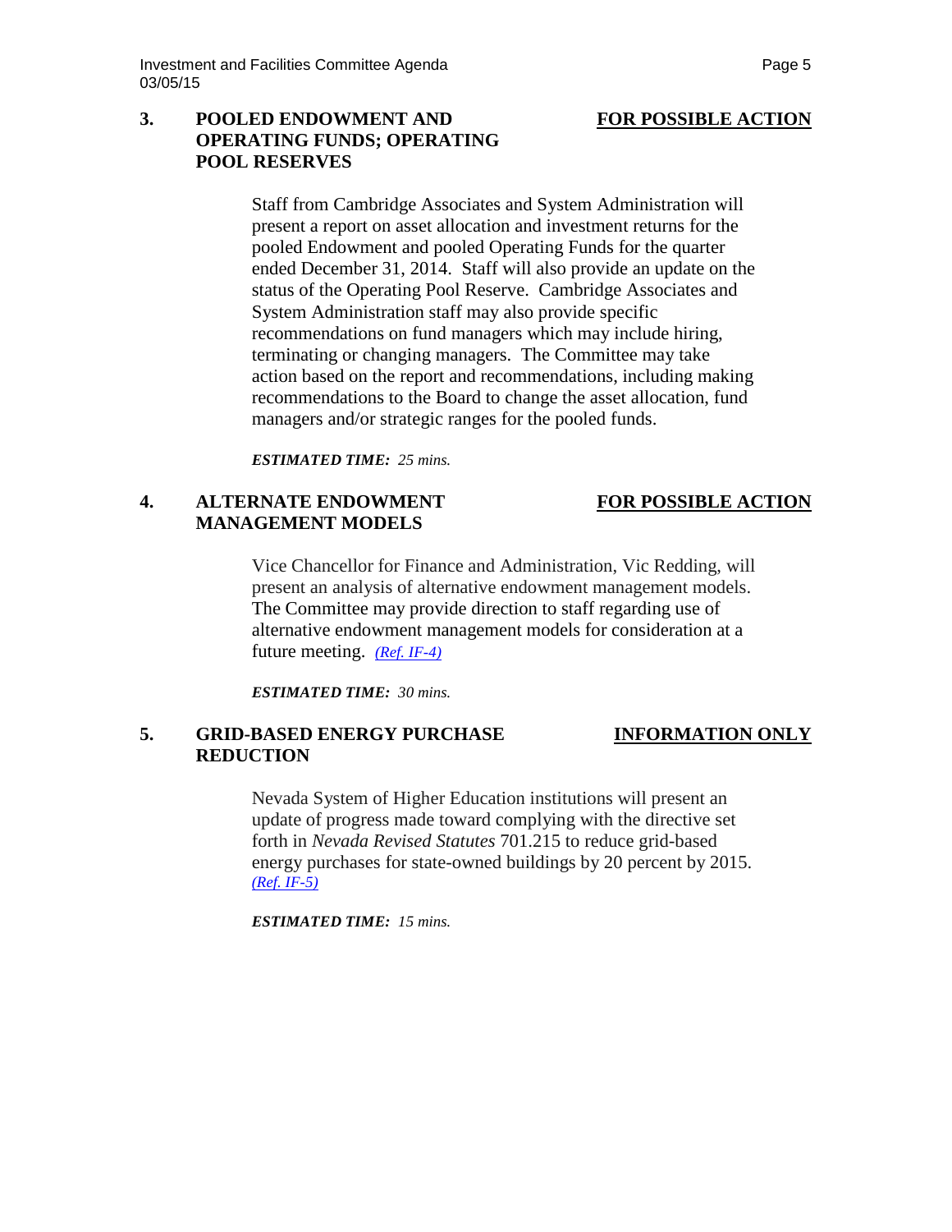**3. POOLED ENDOWMENT AND OPERATING FUNDS; OPERATING POOL RESERVES** — **FOR POSSIBLE ACTION**

Staff from Cambridge Associates and System Administration will present a report on asset allocation and investment returns for the pooled Endowment and pooled Operating Funds for the quarter ended December 31, 2014. Staff will also provide an update on the status of the Operating Pool Reserve. Cambridge Associates and System Administration staff may also provide specific recommendations on fund managers which may include hiring, terminating or changing managers. The Committee may take action based on the report and recommendations, including making recommendations to the Board to change the asset allocation, fund managers and/or strategic ranges for the pooled funds.

***ESTIMATED TIME:*** *25 mins.*

**4. ALTERNATE ENDOWMENT MANAGEMENT MODELS** — **FOR POSSIBLE ACTION**

Vice Chancellor for Finance and Administration, Vic Redding, will present an analysis of alternative endowment management models. The Committee may provide direction to staff regarding use of alternative endowment management models for consideration at a future meeting. *(Ref. IF-4)*

***ESTIMATED TIME:*** *30 mins.*

**5. GRID-BASED ENERGY PURCHASE REDUCTION** — **INFORMATION ONLY**

Nevada System of Higher Education institutions will present an update of progress made toward complying with the directive set forth in *Nevada Revised Statutes* 701.215 to reduce grid-based energy purchases for state-owned buildings by 20 percent by 2015. *(Ref. IF-5)*

***ESTIMATED TIME:*** *15 mins.*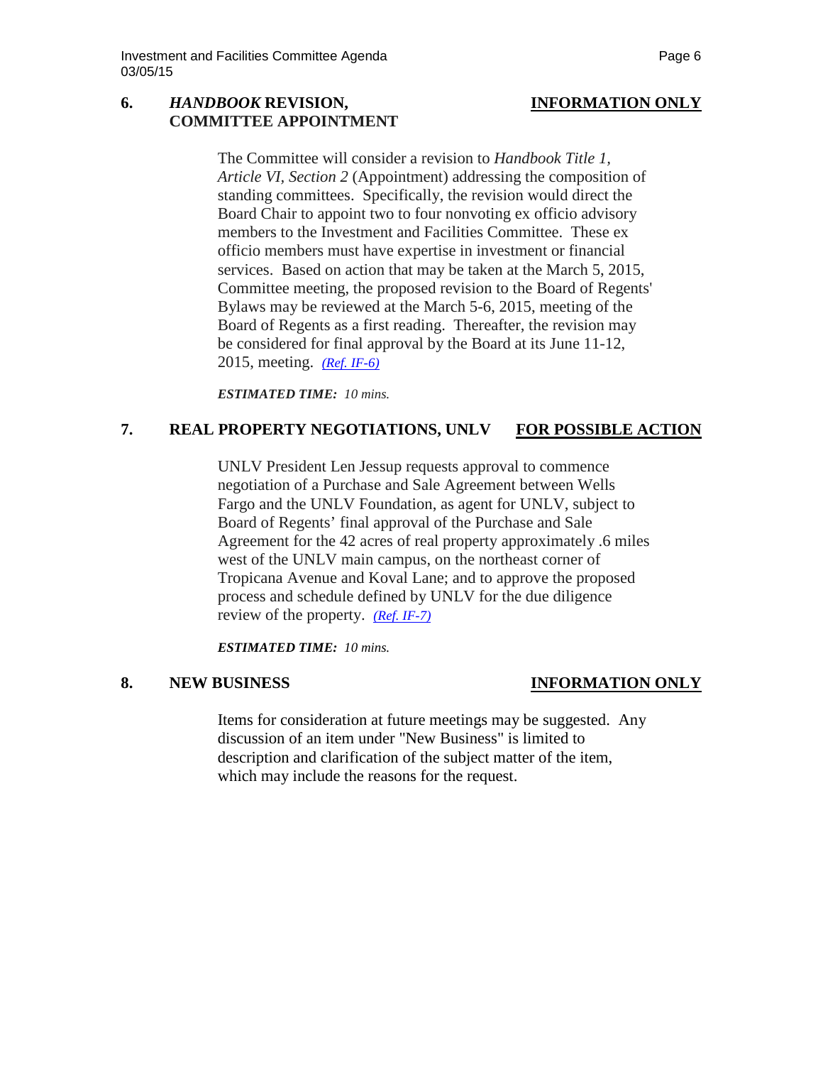**6. *HANDBOOK* REVISION, COMMITTEE APPOINTMENT** **INFORMATION ONLY**

The Committee will consider a revision to *Handbook Title 1, Article VI, Section 2* (Appointment) addressing the composition of standing committees. Specifically, the revision would direct the Board Chair to appoint two to four nonvoting ex officio advisory members to the Investment and Facilities Committee. These ex officio members must have expertise in investment or financial services. Based on action that may be taken at the March 5, 2015, Committee meeting, the proposed revision to the Board of Regents' Bylaws may be reviewed at the March 5-6, 2015, meeting of the Board of Regents as a first reading. Thereafter, the revision may be considered for final approval by the Board at its June 11-12, 2015, meeting. *(Ref. IF-6)*

***ESTIMATED TIME:*** *10 mins.*

**7. REAL PROPERTY NEGOTIATIONS, UNLV** **FOR POSSIBLE ACTION**

UNLV President Len Jessup requests approval to commence negotiation of a Purchase and Sale Agreement between Wells Fargo and the UNLV Foundation, as agent for UNLV, subject to Board of Regents' final approval of the Purchase and Sale Agreement for the 42 acres of real property approximately .6 miles west of the UNLV main campus, on the northeast corner of Tropicana Avenue and Koval Lane; and to approve the proposed process and schedule defined by UNLV for the due diligence review of the property. *(Ref. IF-7)*

***ESTIMATED TIME:*** *10 mins.*

**8. NEW BUSINESS** **INFORMATION ONLY**

Items for consideration at future meetings may be suggested. Any discussion of an item under "New Business" is limited to description and clarification of the subject matter of the item, which may include the reasons for the request.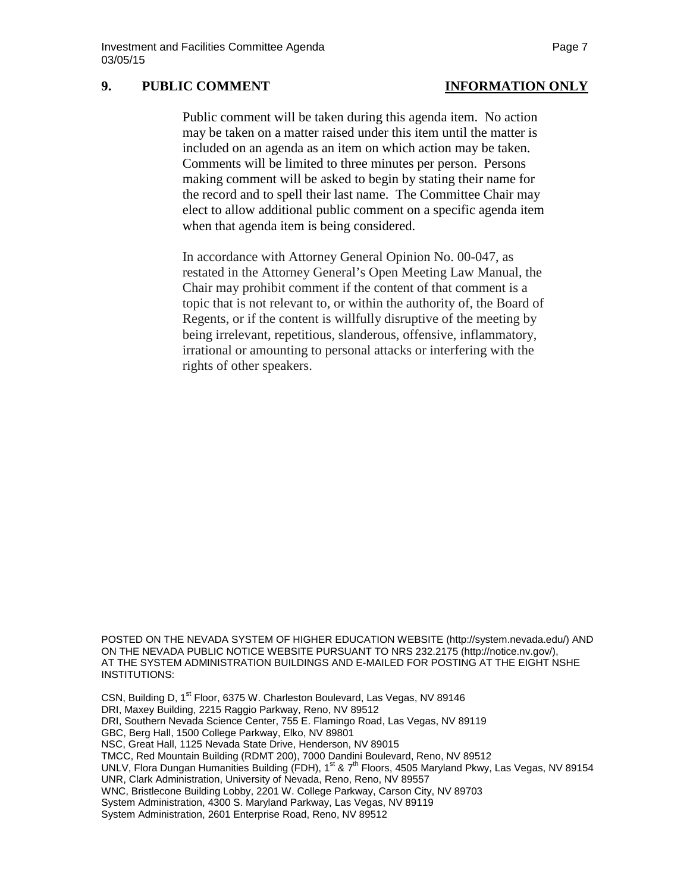## 9. PUBLIC COMMENT **INFORMATION ONLY**

Public comment will be taken during this agenda item. No action may be taken on a matter raised under this item until the matter is included on an agenda as an item on which action may be taken. Comments will be limited to three minutes per person. Persons making comment will be asked to begin by stating their name for the record and to spell their last name. The Committee Chair may elect to allow additional public comment on a specific agenda item when that agenda item is being considered.

In accordance with Attorney General Opinion No. 00-047, as restated in the Attorney General's Open Meeting Law Manual, the Chair may prohibit comment if the content of that comment is a topic that is not relevant to, or within the authority of, the Board of Regents, or if the content is willfully disruptive of the meeting by being irrelevant, repetitious, slanderous, offensive, inflammatory, irrational or amounting to personal attacks or interfering with the rights of other speakers.

POSTED ON THE NEVADA SYSTEM OF HIGHER EDUCATION WEBSITE (http://system.nevada.edu/) AND ON THE NEVADA PUBLIC NOTICE WEBSITE PURSUANT TO NRS 232.2175 (http://notice.nv.gov/), AT THE SYSTEM ADMINISTRATION BUILDINGS AND E-MAILED FOR POSTING AT THE EIGHT NSHE INSTITUTIONS:

CSN, Building D, 1st Floor, 6375 W. Charleston Boulevard, Las Vegas, NV 89146
DRI, Maxey Building, 2215 Raggio Parkway, Reno, NV 89512
DRI, Southern Nevada Science Center, 755 E. Flamingo Road, Las Vegas, NV 89119
GBC, Berg Hall, 1500 College Parkway, Elko, NV 89801
NSC, Great Hall, 1125 Nevada State Drive, Henderson, NV 89015
TMCC, Red Mountain Building (RDMT 200), 7000 Dandini Boulevard, Reno, NV 89512
UNLV, Flora Dungan Humanities Building (FDH), 1st & 7th Floors, 4505 Maryland Pkwy, Las Vegas, NV 89154
UNR, Clark Administration, University of Nevada, Reno, Reno, NV 89557
WNC, Bristlecone Building Lobby, 2201 W. College Parkway, Carson City, NV 89703
System Administration, 4300 S. Maryland Parkway, Las Vegas, NV 89119
System Administration, 2601 Enterprise Road, Reno, NV 89512